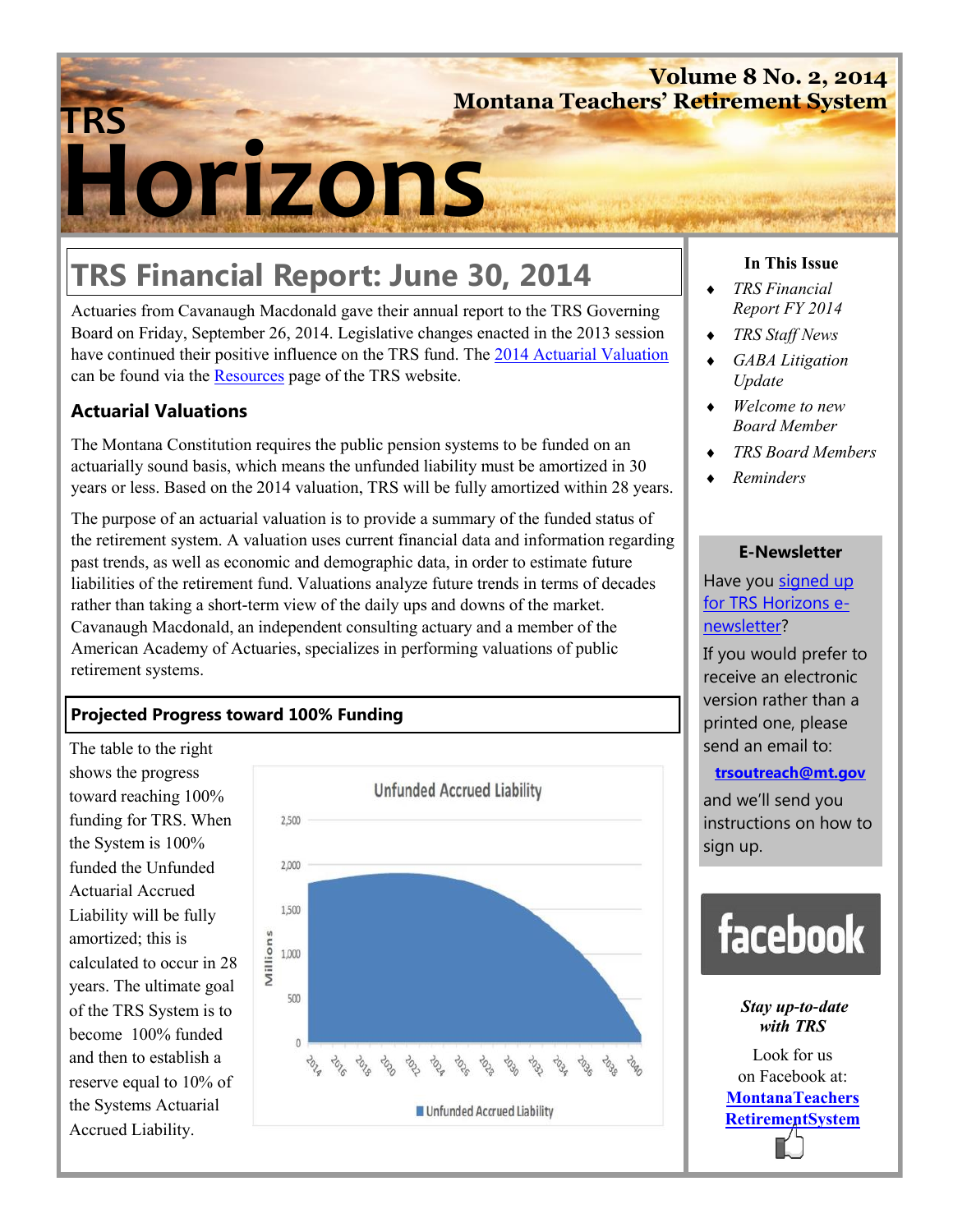# TRS Horizons

**Volume 8 No. 2, 2014**
**Montana Teachers' Retirement System**

## TRS Financial Report: June 30, 2014

Actuaries from Cavanaugh Macdonald gave their annual report to the TRS Governing Board on Friday, September 26, 2014. Legislative changes enacted in the 2013 session have continued their positive influence on the TRS fund. The 2014 Actuarial Valuation can be found via the Resources page of the TRS website.

### Actuarial Valuations

The Montana Constitution requires the public pension systems to be funded on an actuarially sound basis, which means the unfunded liability must be amortized in 30 years or less. Based on the 2014 valuation, TRS will be fully amortized within 28 years.

The purpose of an actuarial valuation is to provide a summary of the funded status of the retirement system. A valuation uses current financial data and information regarding past trends, as well as economic and demographic data, in order to estimate future liabilities of the retirement fund. Valuations analyze future trends in terms of decades rather than taking a short-term view of the daily ups and downs of the market. Cavanaugh Macdonald, an independent consulting actuary and a member of the American Academy of Actuaries, specializes in performing valuations of public retirement systems.

### Projected Progress toward 100% Funding

The table to the right shows the progress toward reaching 100% funding for TRS. When the System is 100% funded the Unfunded Actuarial Accrued Liability will be fully amortized; this is calculated to occur in 28 years. The ultimate goal of the TRS System is to become 100% funded and then to establish a reserve equal to 10% of the Systems Actuarial Accrued Liability.

**In This Issue**

- *TRS Financial Report FY 2014*
- *TRS Staff News*
- *GABA Litigation Update*
- *Welcome to new Board Member*
- *TRS Board Members*
- *Reminders*

**E-Newsletter**

Have you signed up for TRS Horizons e-newsletter?

If you would prefer to receive an electronic version rather than a printed one, please send an email to:

**trsoutreach@mt.gov**

and we'll send you instructions on how to sign up.

facebook

***Stay up-to-date with TRS***

Look for us on Facebook at:

**MontanaTeachersRetirementSystem**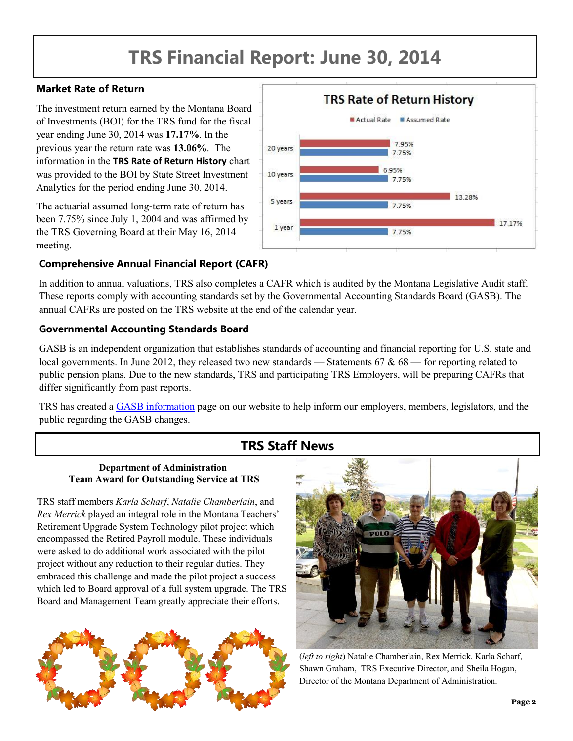# TRS Financial Report: June 30, 2014

### Market Rate of Return

The investment return earned by the Montana Board of Investments (BOI) for the TRS fund for the fiscal year ending June 30, 2014 was **17.17%**. In the previous year the return rate was **13.06%**. The information in the **TRS Rate of Return History** chart was provided to the BOI by State Street Investment Analytics for the period ending June 30, 2014.

The actuarial assumed long-term rate of return has been 7.75% since July 1, 2004 and was affirmed by the TRS Governing Board at their May 16, 2014 meeting.

**TRS Rate of Return History**

| Period | Actual Rate | Assumed Rate |
| --- | --- | --- |
| 20 years | 7.95% | 7.75% |
| 10 years | 6.95% | 7.75% |
| 5 years | 13.28% | 7.75% |
| 1 year | 17.17% | 7.75% |

### Comprehensive Annual Financial Report (CAFR)

In addition to annual valuations, TRS also completes a CAFR which is audited by the Montana Legislative Audit staff. These reports comply with accounting standards set by the Governmental Accounting Standards Board (GASB). The annual CAFRs are posted on the TRS website at the end of the calendar year.

### Governmental Accounting Standards Board

GASB is an independent organization that establishes standards of accounting and financial reporting for U.S. state and local governments. In June 2012, they released two new standards — Statements 67 & 68 — for reporting related to public pension plans. Due to the new standards, TRS and participating TRS Employers, will be preparing CAFRs that differ significantly from past reports.

TRS has created a GASB information page on our website to help inform our employers, members, legislators, and the public regarding the GASB changes.

## TRS Staff News

**Department of Administration**
**Team Award for Outstanding Service at TRS**

TRS staff members *Karla Scharf*, *Natalie Chamberlain*, and *Rex Merrick* played an integral role in the Montana Teachers' Retirement Upgrade System Technology pilot project which encompassed the Retired Payroll module. These individuals were asked to do additional work associated with the pilot project without any reduction to their regular duties. They embraced this challenge and made the pilot project a success which led to Board approval of a full system upgrade. The TRS Board and Management Team greatly appreciate their efforts.

(*left to right*) Natalie Chamberlain, Rex Merrick, Karla Scharf, Shawn Graham, TRS Executive Director, and Sheila Hogan, Director of the Montana Department of Administration.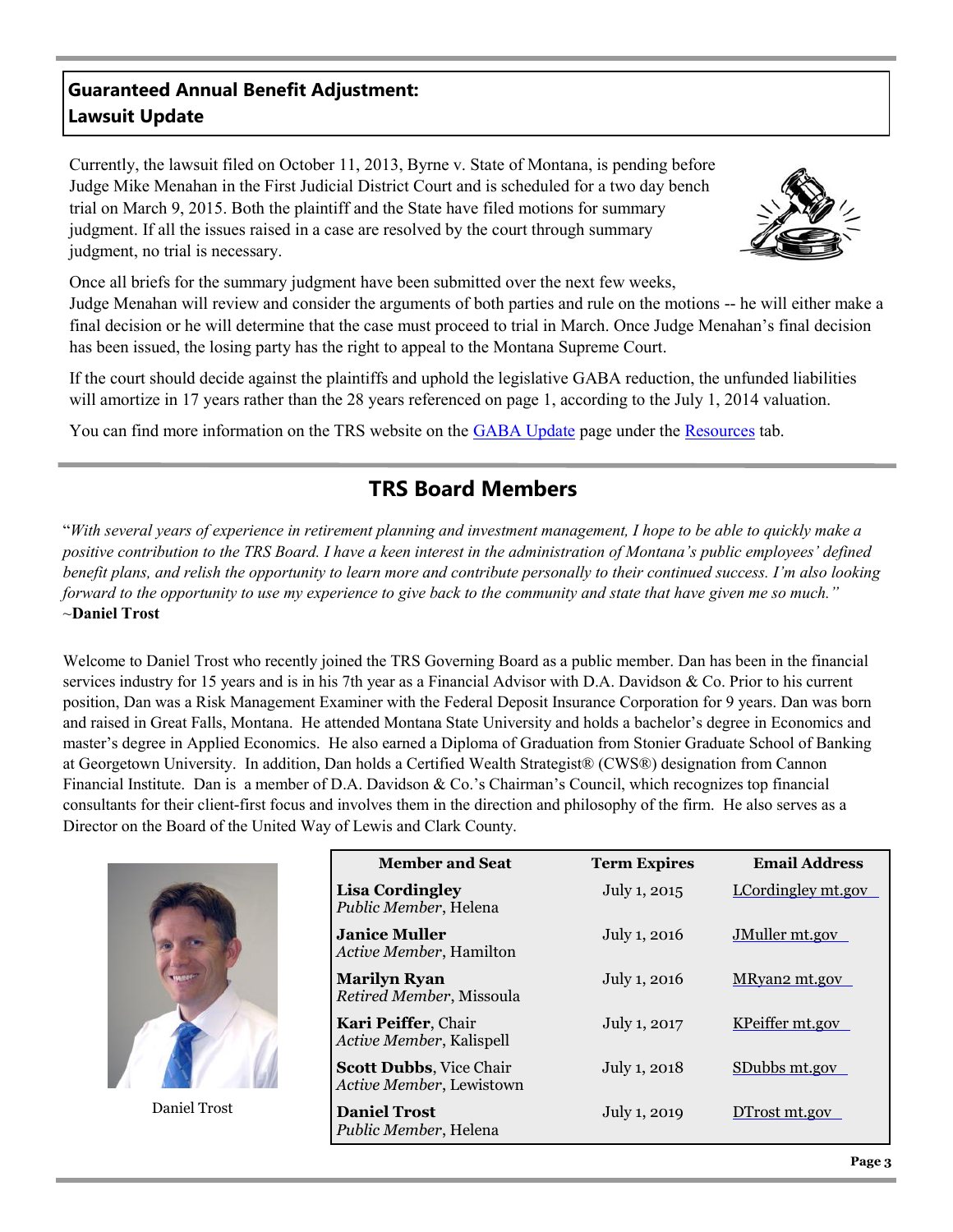## Guaranteed Annual Benefit Adjustment: Lawsuit Update

Currently, the lawsuit filed on October 11, 2013, Byrne v. State of Montana, is pending before Judge Mike Menahan in the First Judicial District Court and is scheduled for a two day bench trial on March 9, 2015. Both the plaintiff and the State have filed motions for summary judgment. If all the issues raised in a case are resolved by the court through summary judgment, no trial is necessary.

Once all briefs for the summary judgment have been submitted over the next few weeks, Judge Menahan will review and consider the arguments of both parties and rule on the motions -- he will either make a final decision or he will determine that the case must proceed to trial in March. Once Judge Menahan's final decision has been issued, the losing party has the right to appeal to the Montana Supreme Court.

If the court should decide against the plaintiffs and uphold the legislative GABA reduction, the unfunded liabilities will amortize in 17 years rather than the 28 years referenced on page 1, according to the July 1, 2014 valuation.

You can find more information on the TRS website on the GABA Update page under the Resources tab.

## TRS Board Members

"*With several years of experience in retirement planning and investment management, I hope to be able to quickly make a positive contribution to the TRS Board. I have a keen interest in the administration of Montana's public employees' defined benefit plans, and relish the opportunity to learn more and contribute personally to their continued success. I'm also looking forward to the opportunity to use my experience to give back to the community and state that have given me so much.*"
~**Daniel Trost**

Welcome to Daniel Trost who recently joined the TRS Governing Board as a public member. Dan has been in the financial services industry for 15 years and is in his 7th year as a Financial Advisor with D.A. Davidson & Co. Prior to his current position, Dan was a Risk Management Examiner with the Federal Deposit Insurance Corporation for 9 years. Dan was born and raised in Great Falls, Montana. He attended Montana State University and holds a bachelor's degree in Economics and master's degree in Applied Economics. He also earned a Diploma of Graduation from Stonier Graduate School of Banking at Georgetown University. In addition, Dan holds a Certified Wealth Strategist® (CWS®) designation from Cannon Financial Institute. Dan is a member of D.A. Davidson & Co.'s Chairman's Council, which recognizes top financial consultants for their client-first focus and involves them in the direction and philosophy of the firm. He also serves as a Director on the Board of the United Way of Lewis and Clark County.

Daniel Trost

| Member and Seat | Term Expires | Email Address |
|---|---|---|
| **Lisa Cordingley** *Public Member*, Helena | July 1, 2015 | LCordingley mt.gov |
| **Janice Muller** *Active Member*, Hamilton | July 1, 2016 | JMuller mt.gov |
| **Marilyn Ryan** *Retired Member*, Missoula | July 1, 2016 | MRyan2 mt.gov |
| **Kari Peiffer**, Chair *Active Member*, Kalispell | July 1, 2017 | KPeiffer mt.gov |
| **Scott Dubbs**, Vice Chair *Active Member*, Lewistown | July 1, 2018 | SDubbs mt.gov |
| **Daniel Trost** *Public Member*, Helena | July 1, 2019 | DTrost mt.gov |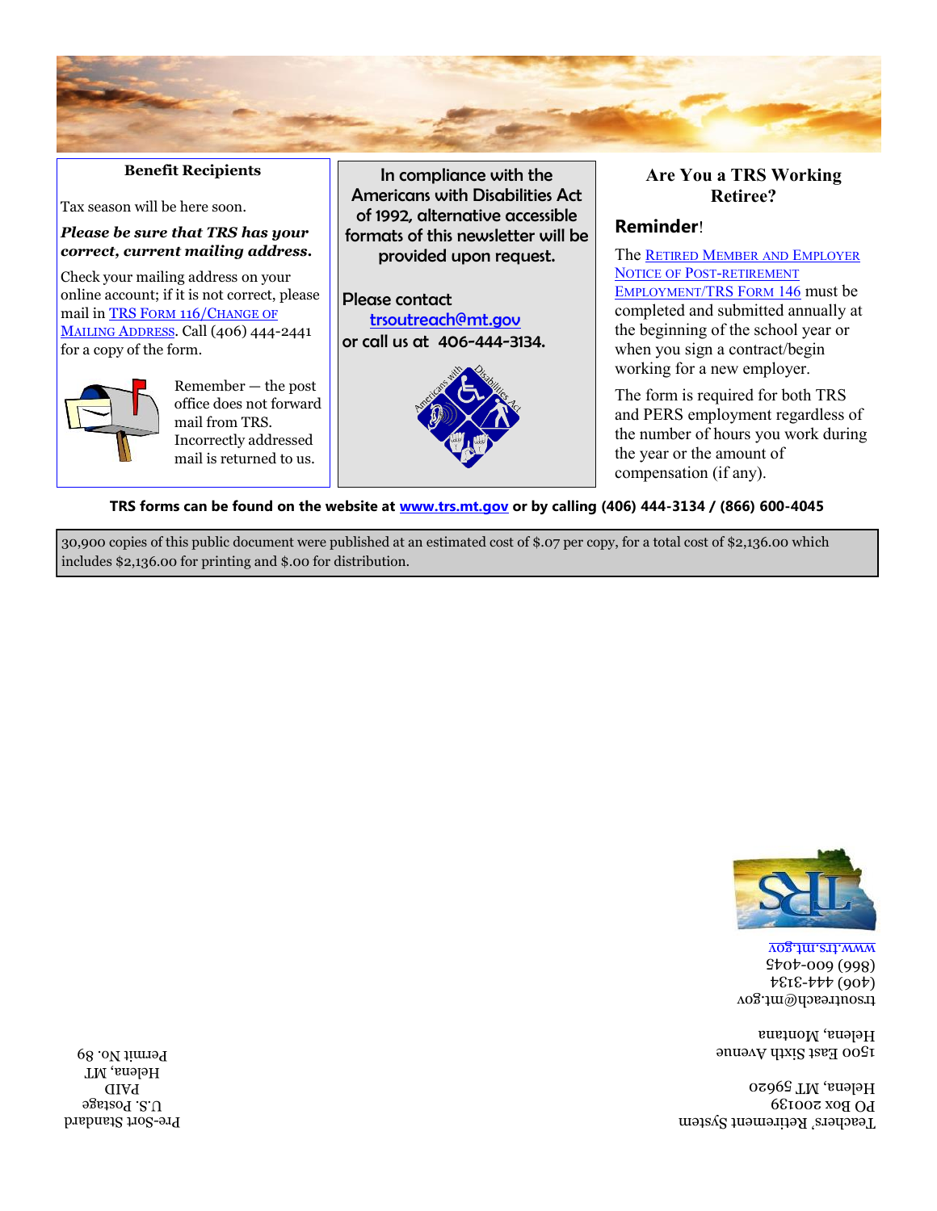### Benefit Recipients

Tax season will be here soon.

***Please be sure that TRS has your correct, current mailing address.***

Check your mailing address on your online account; if it is not correct, please mail in TRS FORM 116/CHANGE OF MAILING ADDRESS. Call (406) 444-2441 for a copy of the form.

Remember — the post office does not forward mail from TRS. Incorrectly addressed mail is returned to us.

In compliance with the Americans with Disabilities Act of 1992, alternative accessible formats of this newsletter will be provided upon request.

Please contact trsoutreach@mt.gov or call us at 406-444-3134.

### Are You a TRS Working Retiree?

**Reminder!**

The RETIRED MEMBER AND EMPLOYER NOTICE OF POST-RETIREMENT EMPLOYMENT/TRS FORM 146 must be completed and submitted annually at the beginning of the school year or when you sign a contract/begin working for a new employer.

The form is required for both TRS and PERS employment regardless of the number of hours you work during the year or the amount of compensation (if any).

**TRS forms can be found on the website at www.trs.mt.gov or by calling (406) 444-3134 / (866) 600-4045**

30,900 copies of this public document were published at an estimated cost of $.07 per copy, for a total cost of $2,136.00 which includes $2,136.00 for printing and $.00 for distribution.

Teachers' Retirement System
PO Box 200139
Helena, MT 59620

1500 East Sixth Avenue
Helena, Montana

trsoutreach@mt.gov
(406) 444-3134
(866) 600-4045
www.trs.mt.gov

Pre-Sort Standard
U.S. Postage
PAID
Helena, MT
Permit No. 89